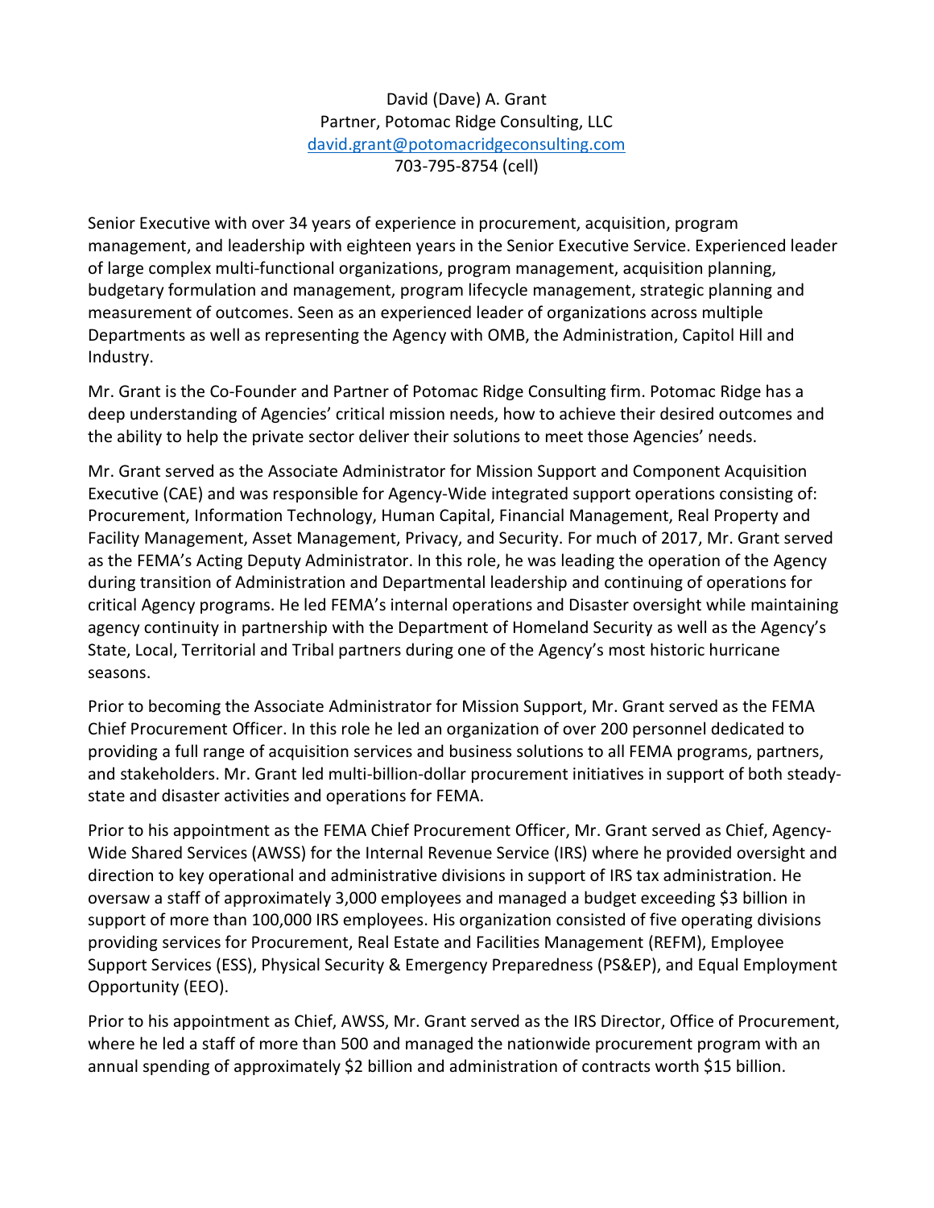David (Dave) A. Grant
Partner, Potomac Ridge Consulting, LLC
[david.grant@potomacridgeconsulting.com](mailto:david.grant@potomacridgeconsulting.com)
703-795-8754 (cell)

Senior Executive with over 34 years of experience in procurement, acquisition, program management, and leadership with eighteen years in the Senior Executive Service. Experienced leader of large complex multi-functional organizations, program management, acquisition planning, budgetary formulation and management, program lifecycle management, strategic planning and measurement of outcomes. Seen as an experienced leader of organizations across multiple Departments as well as representing the Agency with OMB, the Administration, Capitol Hill and Industry.

Mr. Grant is the Co-Founder and Partner of Potomac Ridge Consulting firm. Potomac Ridge has a deep understanding of Agencies' critical mission needs, how to achieve their desired outcomes and the ability to help the private sector deliver their solutions to meet those Agencies' needs.

Mr. Grant served as the Associate Administrator for Mission Support and Component Acquisition Executive (CAE) and was responsible for Agency-Wide integrated support operations consisting of: Procurement, Information Technology, Human Capital, Financial Management, Real Property and Facility Management, Asset Management, Privacy, and Security. For much of 2017, Mr. Grant served as the FEMA's Acting Deputy Administrator. In this role, he was leading the operation of the Agency during transition of Administration and Departmental leadership and continuing of operations for critical Agency programs. He led FEMA's internal operations and Disaster oversight while maintaining agency continuity in partnership with the Department of Homeland Security as well as the Agency's State, Local, Territorial and Tribal partners during one of the Agency's most historic hurricane seasons.

Prior to becoming the Associate Administrator for Mission Support, Mr. Grant served as the FEMA Chief Procurement Officer. In this role he led an organization of over 200 personnel dedicated to providing a full range of acquisition services and business solutions to all FEMA programs, partners, and stakeholders. Mr. Grant led multi-billion-dollar procurement initiatives in support of both steady-state and disaster activities and operations for FEMA.

Prior to his appointment as the FEMA Chief Procurement Officer, Mr. Grant served as Chief, Agency-Wide Shared Services (AWSS) for the Internal Revenue Service (IRS) where he provided oversight and direction to key operational and administrative divisions in support of IRS tax administration. He oversaw a staff of approximately 3,000 employees and managed a budget exceeding $3 billion in support of more than 100,000 IRS employees. His organization consisted of five operating divisions providing services for Procurement, Real Estate and Facilities Management (REFM), Employee Support Services (ESS), Physical Security & Emergency Preparedness (PS&EP), and Equal Employment Opportunity (EEO).

Prior to his appointment as Chief, AWSS, Mr. Grant served as the IRS Director, Office of Procurement, where he led a staff of more than 500 and managed the nationwide procurement program with an annual spending of approximately $2 billion and administration of contracts worth $15 billion.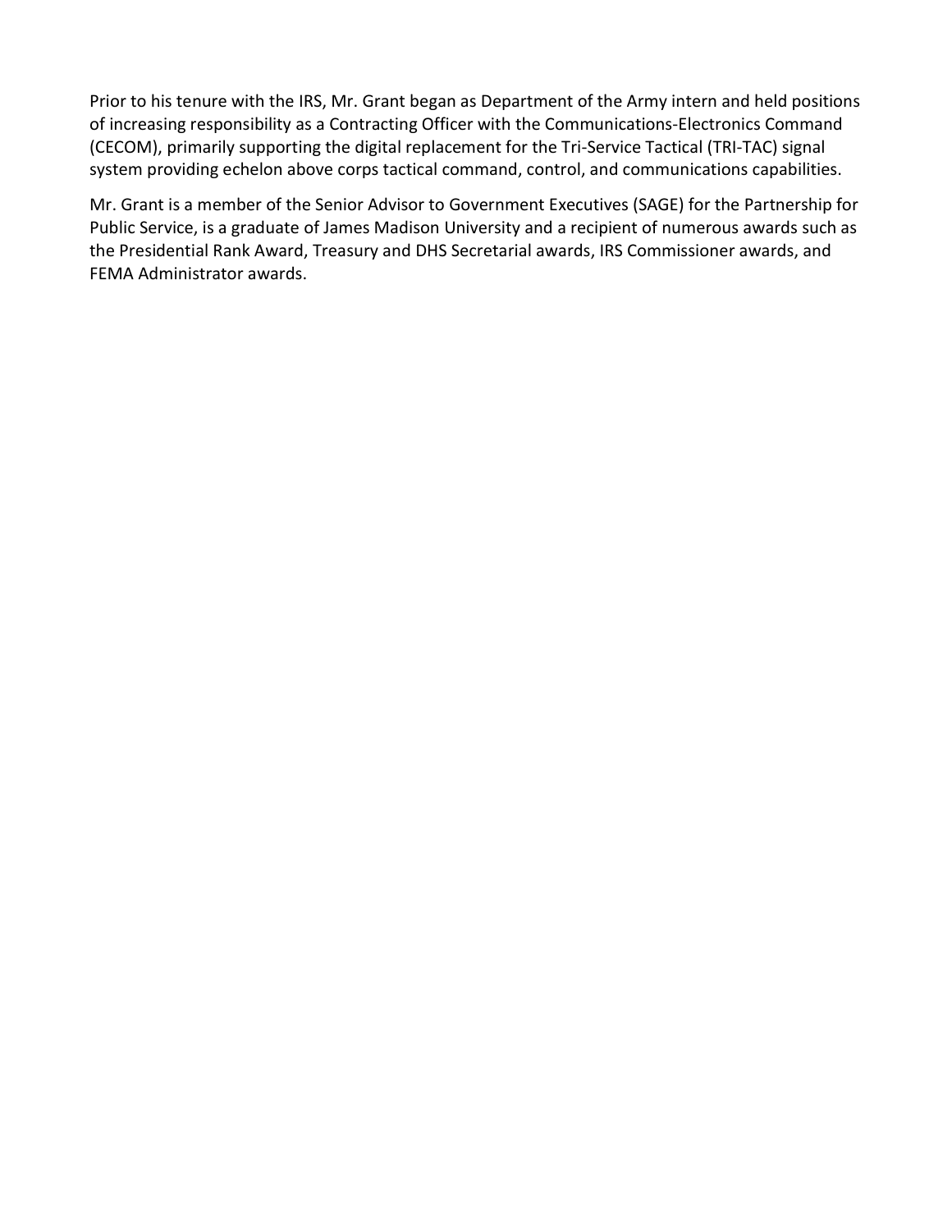Prior to his tenure with the IRS, Mr. Grant began as Department of the Army intern and held positions of increasing responsibility as a Contracting Officer with the Communications-Electronics Command (CECOM), primarily supporting the digital replacement for the Tri-Service Tactical (TRI-TAC) signal system providing echelon above corps tactical command, control, and communications capabilities.

Mr. Grant is a member of the Senior Advisor to Government Executives (SAGE) for the Partnership for Public Service, is a graduate of James Madison University and a recipient of numerous awards such as the Presidential Rank Award, Treasury and DHS Secretarial awards, IRS Commissioner awards, and FEMA Administrator awards.